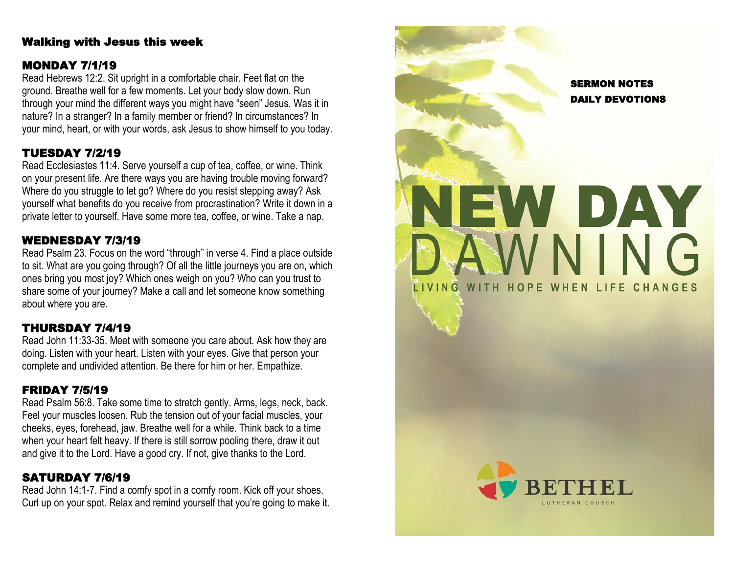## Walking with Jesus this week

### MONDAY 7/1/19

Read Hebrews 12:2. Sit upright in a comfortable chair. Feet flat on the ground. Breathe well for a few moments. Let your body slow down. Run through your mind the different ways you might have "seen" Jesus. Was it in nature? In a stranger? In a family member or friend? In circumstances? In your mind, heart, or with your words, ask Jesus to show himself to you today.

### TUESDAY 7/2/19

Read Ecclesiastes 11:4. Serve yourself a cup of tea, coffee, or wine. Think on your present life. Are there ways you are having trouble moving forward? Where do you struggle to let go? Where do you resist stepping away? Ask yourself what benefits do you receive from procrastination? Write it down in a private letter to yourself. Have some more tea, coffee, or wine. Take a nap.

### WEDNESDAY 7/3/19

Read Psalm 23. Focus on the word "through" in verse 4. Find a place outside to sit. What are you going through? Of all the little journeys you are on, which ones bring you most joy? Which ones weigh on you? Who can you trust to share some of your journey? Make a call and let someone know something about where you are.

### THURSDAY 7/4/19

Read John 11:33-35. Meet with someone you care about. Ask how they are doing. Listen with your heart. Listen with your eyes. Give that person your complete and undivided attention. Be there for him or her. Empathize.

### FRIDAY 7/5/19

Read Psalm 56:8. Take some time to stretch gently. Arms, legs, neck, back. Feel your muscles loosen. Rub the tension out of your facial muscles, your cheeks, eyes, forehead, jaw. Breathe well for a while. Think back to a time when your heart felt heavy. If there is still sorrow pooling there, draw it out and give it to the Lord. Have a good cry. If not, give thanks to the Lord.

### SATURDAY 7/6/19

Read John 14:1-7. Find a comfy spot in a comfy room. Kick off your shoes. Curl up on your spot. Relax and remind yourself that you're going to make it.

**SERMON NOTES**
**DAILY DEVOTIONS**

# NEW DAY DAWNING

LIVING WITH HOPE WHEN LIFE CHANGES

BETHEL
LUTHERAN CHURCH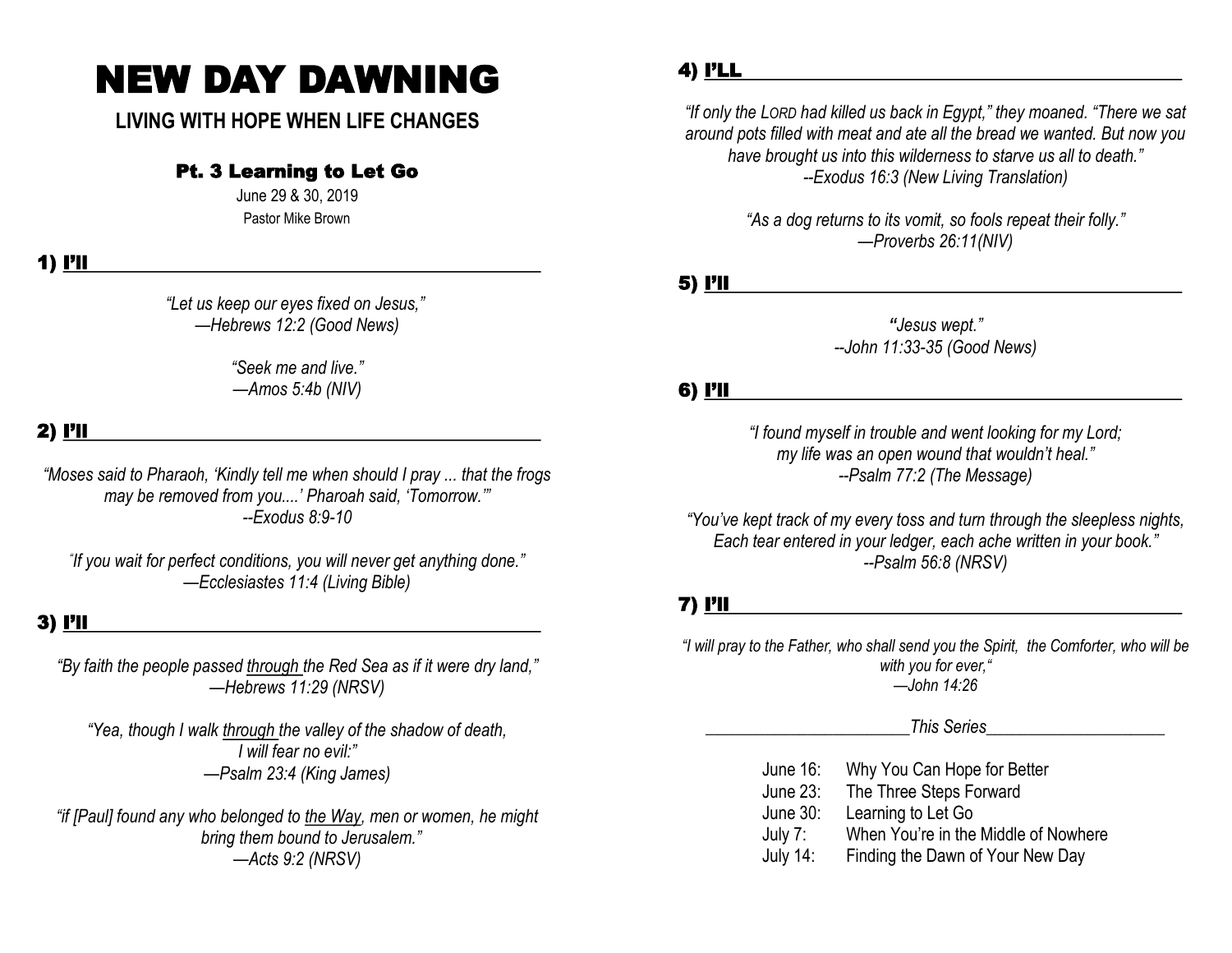# NEW DAY DAWNING

## LIVING WITH HOPE WHEN LIFE CHANGES

### Pt. 3 Learning to Let Go

June 29 & 30, 2019

Pastor Mike Brown

### 1) I'll ________________________________________

*"Let us keep our eyes fixed on Jesus,"*
*—Hebrews 12:2 (Good News)*

*"Seek me and live."*
*—Amos 5:4b (NIV)*

### 2) I'll ________________________________________

*"Moses said to Pharaoh, 'Kindly tell me when should I pray ... that the frogs may be removed from you....' Pharoah said, 'Tomorrow.'"*
*--Exodus 8:9-10*

*"If you wait for perfect conditions, you will never get anything done."*
*—Ecclesiastes 11:4 (Living Bible)*

### 3) I'll ________________________________________

*"By faith the people passed through the Red Sea as if it were dry land,"*
*—Hebrews 11:29 (NRSV)*

*"Yea, though I walk through the valley of the shadow of death, I will fear no evil:"*
*—Psalm 23:4 (King James)*

*"if [Paul] found any who belonged to the Way, men or women, he might bring them bound to Jerusalem."*
*—Acts 9:2 (NRSV)*

### 4) I'LL ________________________________________

*"If only the LORD had killed us back in Egypt," they moaned. "There we sat around pots filled with meat and ate all the bread we wanted. But now you have brought us into this wilderness to starve us all to death."*
*--Exodus 16:3 (New Living Translation)*

*"As a dog returns to its vomit, so fools repeat their folly."*
*—Proverbs 26:11(NIV)*

### 5) I'll ________________________________________

*"Jesus wept."*
*--John 11:33-35 (Good News)*

### 6) I'll ________________________________________

*"I found myself in trouble and went looking for my Lord; my life was an open wound that wouldn't heal."*
*--Psalm 77:2 (The Message)*

*"You've kept track of my every toss and turn through the sleepless nights, Each tear entered in your ledger, each ache written in your book."*
*--Psalm 56:8 (NRSV)*

### 7) I'll ________________________________________

*"I will pray to the Father, who shall send you the Spirit, the Comforter, who will be with you for ever,"*
*—John 14:26*

*_______________________This Series____________________*

| | |
|---|---|
| June 16: | Why You Can Hope for Better |
| June 23: | The Three Steps Forward |
| June 30: | Learning to Let Go |
| July 7: | When You're in the Middle of Nowhere |
| July 14: | Finding the Dawn of Your New Day |